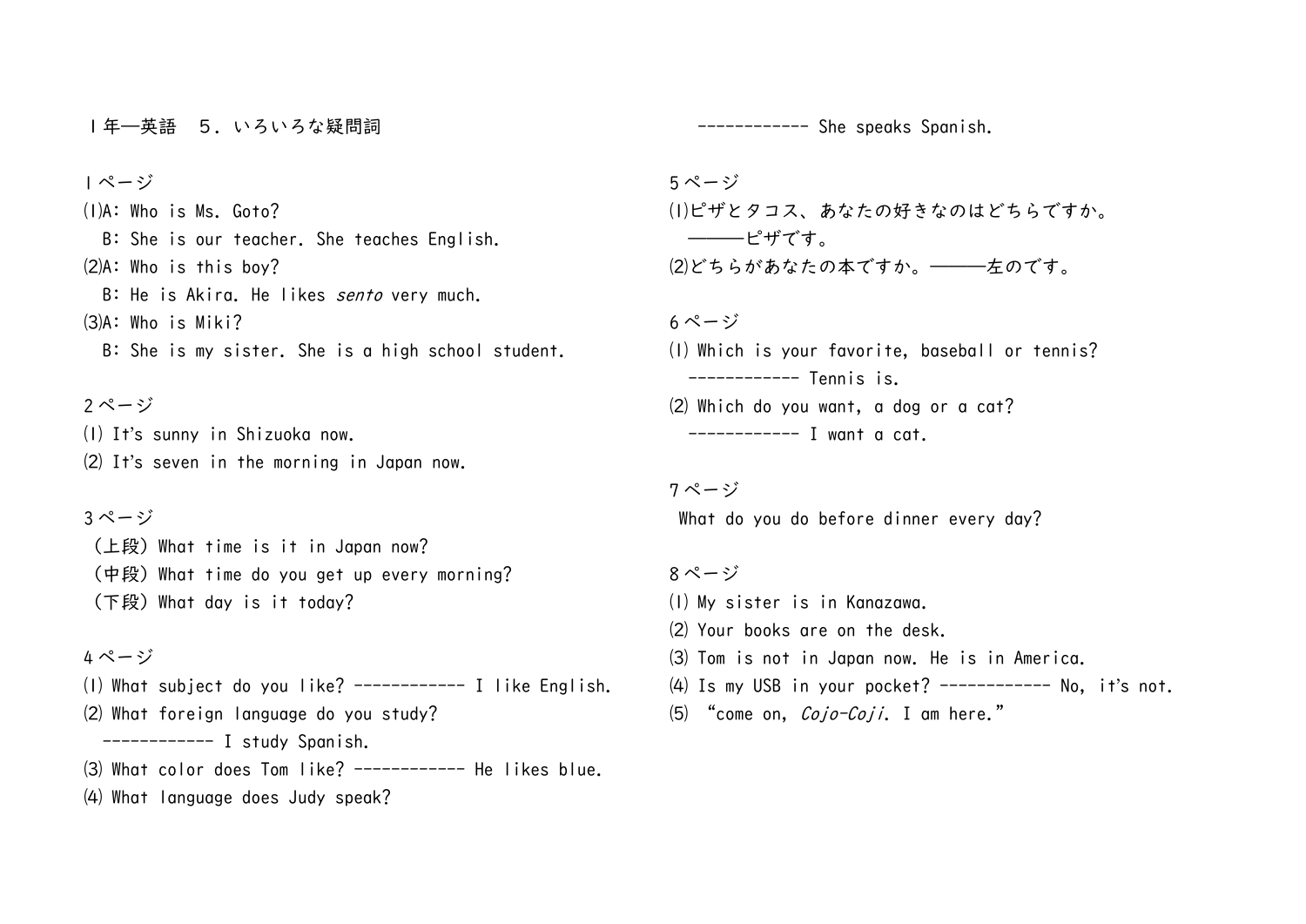# １年―英語　５．いろいろな疑問詞

## １ページ

⑴A: Who is Ms. Goto?
　B: She is our teacher. She teaches English.

⑵A: Who is this boy?
　B: He is Akira. He likes *sento* very much.

⑶A: Who is Miki?
　B: She is my sister. She is a high school student.

## ２ページ

⑴ It's sunny in Shizuoka now.

⑵ It's seven in the morning in Japan now.

## ３ページ

（上段）What time is it in Japan now?

（中段）What time do you get up every morning?

（下段）What day is it today?

## ４ページ

⑴ What subject do you like? ------------ I like English.

⑵ What foreign language do you study?
　------------ I study Spanish.

⑶ What color does Tom like? ------------ He likes blue.

⑷ What language does Judy speak?
　------------ She speaks Spanish.

## ５ページ

⑴ピザとタコス、あなたの好きなのはどちらですか。
　―――ピザです。

⑵どちらがあなたの本ですか。―――左のです。

## ６ページ

⑴ Which is your favorite, baseball or tennis?
　------------ Tennis is.

⑵ Which do you want, a dog or a cat?
　------------ I want a cat.

## ７ページ

What do you do before dinner every day?

## ８ページ

⑴ My sister is in Kanazawa.

⑵ Your books are on the desk.

⑶ Tom is not in Japan now. He is in America.

⑷ Is my USB in your pocket? ------------ No, it's not.

⑸ "come on, *Cojo-Coji*. I am here."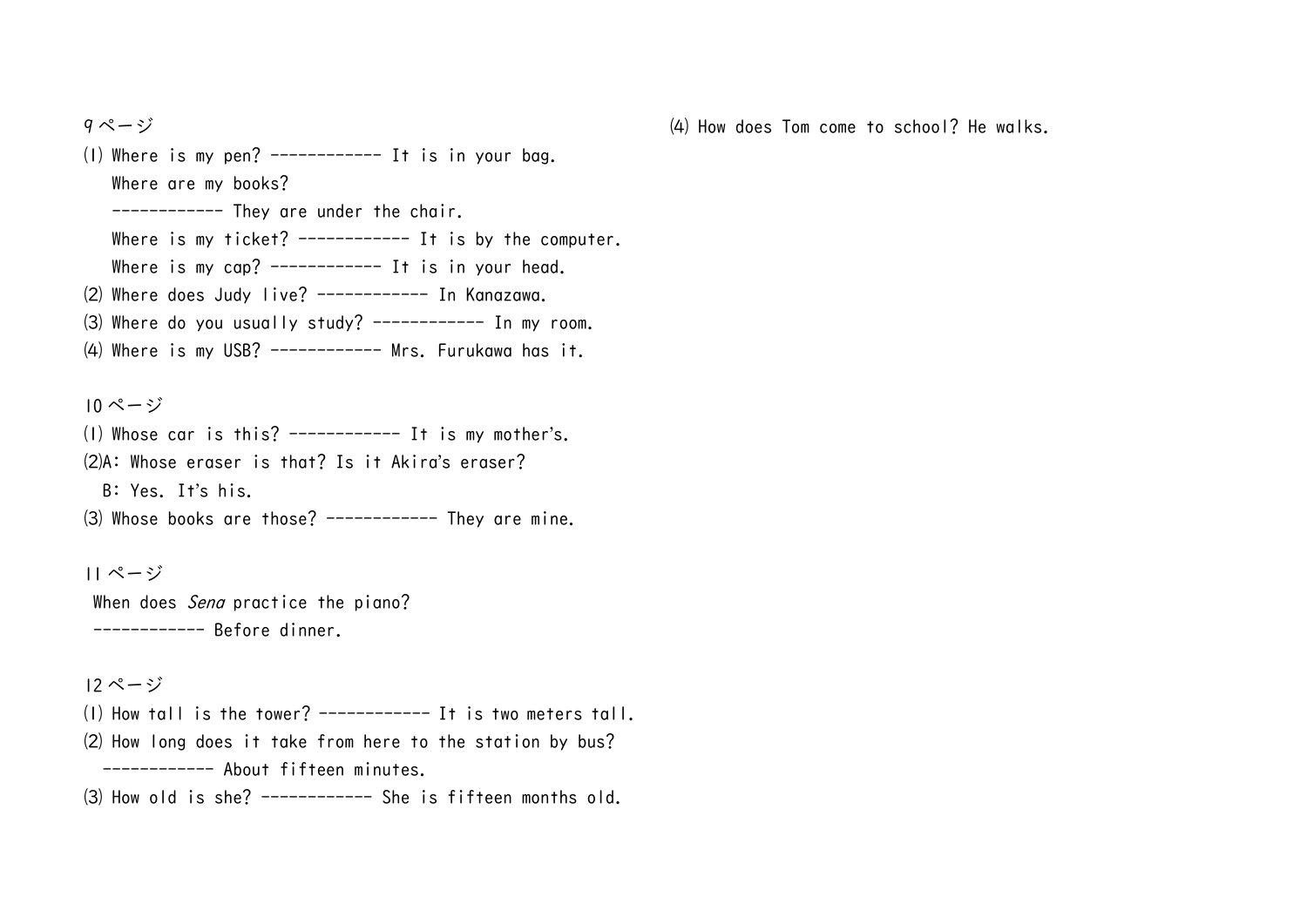9ページ

⑴ Where is my pen? ------------ It is in your bag.
Where are my books?
------------ They are under the chair.
Where is my ticket? ------------ It is by the computer.
Where is my cap? ------------ It is in your head.

⑵ Where does Judy live? ------------ In Kanazawa.

⑶ Where do you usually study? ------------ In my room.

⑷ Where is my USB? ------------ Mrs. Furukawa has it.

10ページ

⑴ Whose car is this? ------------ It is my mother's.

⑵A: Whose eraser is that? Is it Akira's eraser?
B: Yes. It's his.

⑶ Whose books are those? ------------ They are mine.

11ページ

When does *Sena* practice the piano?
------------ Before dinner.

12ページ

⑴ How tall is the tower? ------------ It is two meters tall.

⑵ How long does it take from here to the station by bus?
------------ About fifteen minutes.

⑶ How old is she? ------------ She is fifteen months old.

⑷ How does Tom come to school? He walks.